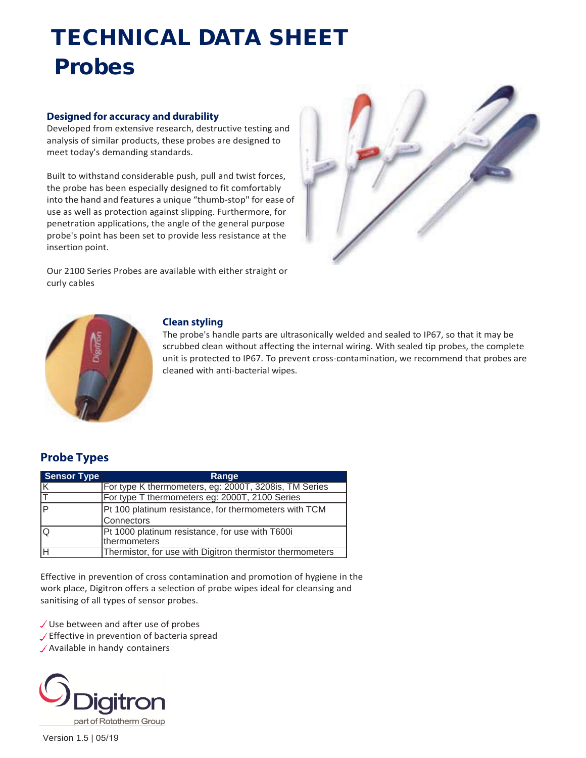# TECHNICAL DATA SHEET
# Probes

### Designed for accuracy and durability

Developed from extensive research, destructive testing and analysis of similar products, these probes are designed to meet today's demanding standards.

Built to withstand considerable push, pull and twist forces, the probe has been especially designed to fit comfortably into the hand and features a unique "thumb-stop" for ease of use as well as protection against slipping. Furthermore, for penetration applications, the angle of the general purpose probe's point has been set to provide less resistance at the insertion point.

Our 2100 Series Probes are available with either straight or curly cables

### Clean styling

The probe's handle parts are ultrasonically welded and sealed to IP67, so that it may be scrubbed clean without affecting the internal wiring. With sealed tip probes, the complete unit is protected to IP67. To prevent cross-contamination, we recommend that probes are cleaned with anti-bacterial wipes.

## Probe Types

| Sensor Type | Range |
|---|---|
| K | For type K thermometers, eg: 2000T, 3208is, TM Series |
| T | For type T thermometers eg: 2000T, 2100 Series |
| P | Pt 100 platinum resistance, for thermometers with TCM Connectors |
| Q | Pt 1000 platinum resistance, for use with T600i thermometers |
| H | Thermistor, for use with Digitron thermistor thermometers |

Effective in prevention of cross contamination and promotion of hygiene in the work place, Digitron offers a selection of probe wipes ideal for cleansing and sanitising of all types of sensor probes.

- ✓ Use between and after use of probes
- ✓ Effective in prevention of bacteria spread
- ✓ Available in handy containers

Digitron
part of Rototherm Group

Version 1.5 | 05/19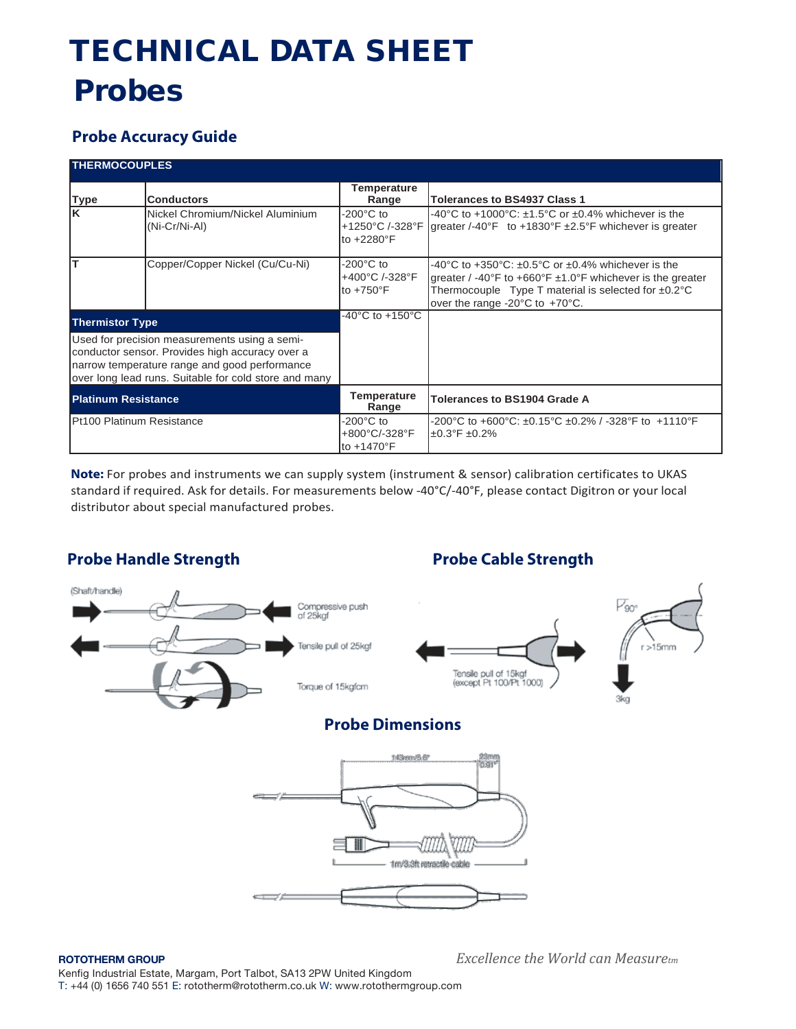# TECHNICAL DATA SHEET

# Probes

## Probe Accuracy Guide

| THERMOCOUPLES | | | |
|---|---|---|---|
| **Type** | **Conductors** | **Temperature Range** | **Tolerances to BS4937 Class 1** |
| **K** | Nickel Chromium/Nickel Aluminium (Ni-Cr/Ni-Al) | -200°C to +1250°C /-328°F to +2280°F | -40°C to +1000°C: ±1.5°C or ±0.4% whichever is the greater /-40°F to +1830°F ±2.5°F whichever is greater |
| **T** | Copper/Copper Nickel (Cu/Cu-Ni) | -200°C to +400°C /-328°F to +750°F | -40°C to +350°C: ±0.5°C or ±0.4% whichever is the greater / -40°F to +660°F ±1.0°F whichever is the greater Thermocouple Type T material is selected for ±0.2°C over the range -20°C to +70°C. |
| **Thermistor Type** | | -40°C to +150°C | |
| Used for precision measurements using a semi-conductor sensor. Provides high accuracy over a narrow temperature range and good performance over long lead runs. Suitable for cold store and many | | | |
| **Platinum Resistance** | | **Temperature Range** | **Tolerances to BS1904 Grade A** |
| Pt100 Platinum Resistance | | -200°C to +800°C/-328°F to +1470°F | -200°C to +600°C: ±0.15°C ±0.2% / -328°F to +1110°F ±0.3°F ±0.2% |

**Note:** For probes and instruments we can supply system (instrument & sensor) calibration certificates to UKAS standard if required. Ask for details. For measurements below -40°C/-40°F, please contact Digitron or your local distributor about special manufactured probes.

## Probe Handle Strength

(Shaft/handle)

Compressive push of 25kgf

Tensile pull of 25kgf

Torque of 15kgfcm

## Probe Cable Strength

Tensile pull of 15kgf (except Pt 100/Pt 1000)

90°

r >15mm

3kg

## Probe Dimensions

143mm/5.6"

23mm 0.91"

1m/3.3ft retractile cable

**ROTOTHERM GROUP**

Kenfig Industrial Estate, Margam, Port Talbot, SA13 2PW United Kingdom
T: +44 (0) 1656 740 551 E: rototherm@rototherm.co.uk W: www.rotothermgroup.com

*Excellence the World can Measure™*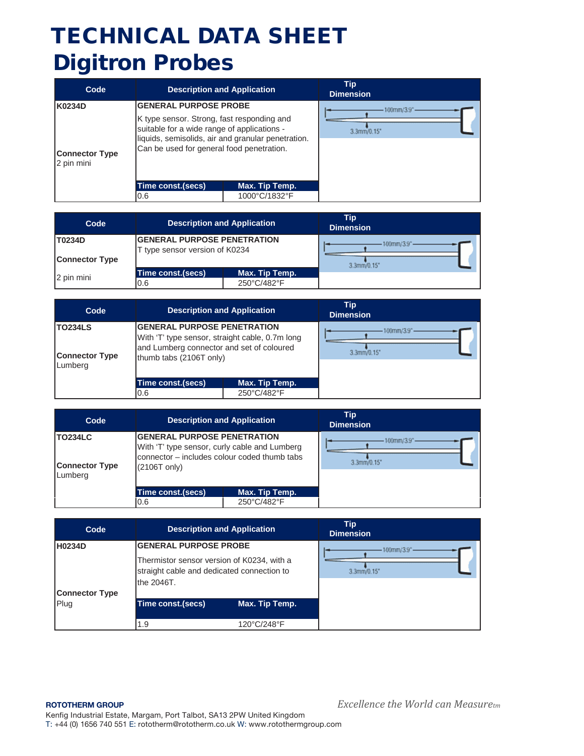# TECHNICAL DATA SHEET

# Digitron Probes

| Code | Description and Application | | Tip Dimension |
|---|---|---|---|
| **K0234D**<br><br>**Connector Type**<br>2 pin mini | **GENERAL PURPOSE PROBE**<br><br>K type sensor. Strong, fast responding and suitable for a wide range of applications - liquids, semisolids, air and granular penetration. Can be used for general food penetration. | | 100mm/3.9"<br>3.3mm/0.15" |
| | **Time const.(secs)** | **Max. Tip Temp.** | |
| | 0.6 | 1000°C/1832°F | |

| Code | Description and Application | | Tip Dimension |
|---|---|---|---|
| **T0234D**<br><br>**Connector Type**<br><br>2 pin mini | **GENERAL PURPOSE PENETRATION**<br>T type sensor version of K0234 | | 100mm/3.9"<br>3.3mm/0.15" |
| | **Time const.(secs)** | **Max. Tip Temp.** | |
| | 0.6 | 250°C/482°F | |

| Code | Description and Application | | Tip Dimension |
|---|---|---|---|
| **TO234LS**<br><br>**Connector Type**<br>Lumberg | **GENERAL PURPOSE PENETRATION**<br>With 'T' type sensor, straight cable, 0.7m long and Lumberg connector and set of coloured thumb tabs (2106T only) | | 100mm/3.9"<br>3.3mm/0.15" |
| | **Time const.(secs)** | **Max. Tip Temp.** | |
| | 0.6 | 250°C/482°F | |

| Code | Description and Application | | Tip Dimension |
|---|---|---|---|
| **TO234LC**<br><br>**Connector Type**<br>Lumberg | **GENERAL PURPOSE PENETRATION**<br>With 'T' type sensor, curly cable and Lumberg connector – includes colour coded thumb tabs (2106T only) | | 100mm/3.9"<br>3.3mm/0.15" |
| | **Time const.(secs)** | **Max. Tip Temp.** | |
| | 0.6 | 250°C/482°F | |

| Code | Description and Application | | Tip Dimension |
|---|---|---|---|
| **H0234D**<br><br>**Connector Type**<br>Plug | **GENERAL PURPOSE PROBE**<br><br>Thermistor sensor version of K0234, with a straight cable and dedicated connection to the 2046T. | | 100mm/3.9"<br>3.3mm/0.15" |
| | **Time const.(secs)** | **Max. Tip Temp.** | |
| | 1.9 | 120°C/248°F | |

**ROTOTHERM GROUP**
Kenfig Industrial Estate, Margam, Port Talbot, SA13 2PW United Kingdom
T: +44 (0) 1656 740 551 E: rototherm@rototherm.co.uk W: www.rotothermgroup.com

*Excellence the World can Measure*tm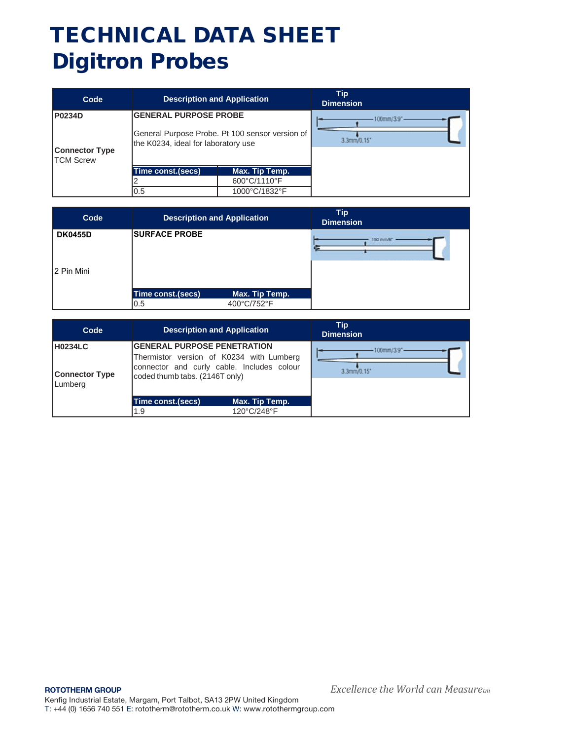# TECHNICAL DATA SHEET
# Digitron Probes

| Code | Description and Application | | Tip Dimension |
|---|---|---|---|
| **P0234D**<br><br>**Connector Type**<br>TCM Screw | **GENERAL PURPOSE PROBE**<br><br>General Purpose Probe. Pt 100 sensor version of the K0234, ideal for laboratory use | | 100mm/3.9"<br>3.3mm/0.15" |
| | **Time const.(secs)** | **Max. Tip Temp.** | |
| | 2 | 600°C/1110°F | |
| | 0.5 | 1000°C/1832°F | |

| Code | Description and Application | | Tip Dimension |
|---|---|---|---|
| **DK0455D**<br><br>2 Pin Mini | **SURFACE PROBE** | | 150 mm/6" |
| | **Time const.(secs)** | **Max. Tip Temp.** | |
| | 0.5 | 400°C/752°F | |

| Code | Description and Application | | Tip Dimension |
|---|---|---|---|
| **H0234LC**<br><br>**Connector Type**<br>Lumberg | **GENERAL PURPOSE PENETRATION**<br>Thermistor version of K0234 with Lumberg connector and curly cable. Includes colour coded thumb tabs. (2146T only) | | 100mm/3.9"<br>3.3mm/0.15" |
| | **Time const.(secs)** | **Max. Tip Temp.** | |
| | 1.9 | 120°C/248°F | |

**ROTOTHERM GROUP**
Kenfig Industrial Estate, Margam, Port Talbot, SA13 2PW United Kingdom
T: +44 (0) 1656 740 551 E: rototherm@rototherm.co.uk W: www.rotothermgroup.com

*Excellence the World can Measure*tm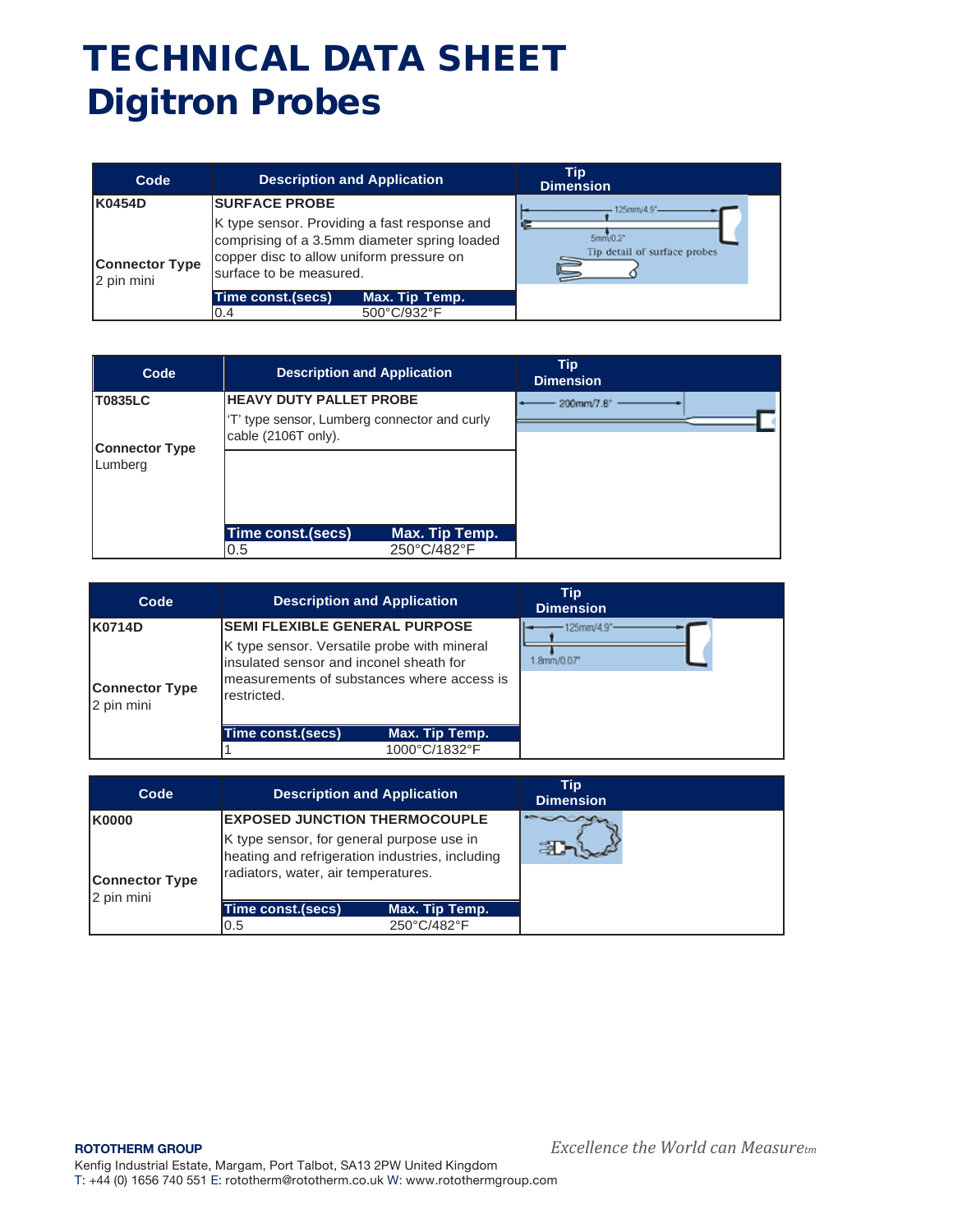# TECHNICAL DATA SHEET
# Digitron Probes

| Code | Description and Application | | Tip Dimension |
|---|---|---|---|
| **K0454D** | **SURFACE PROBE** | | 125mm/4.9" 5mm/0.2" Tip detail of surface probes |
| | K type sensor. Providing a fast response and comprising of a 3.5mm diameter spring loaded copper disc to allow uniform pressure on surface to be measured. | | |
| **Connector Type** 2 pin mini | **Time const.(secs)** | **Max. Tip Temp.** | |
| | 0.4 | 500°C/932°F | |

| Code | Description and Application | | Tip Dimension |
|---|---|---|---|
| **T0835LC** | **HEAVY DUTY PALLET PROBE** | | 200mm/7.8" |
| | 'T' type sensor, Lumberg connector and curly cable (2106T only). | | |
| **Connector Type** Lumberg | **Time const.(secs)** | **Max. Tip Temp.** | |
| | 0.5 | 250°C/482°F | |

| Code | Description and Application | | Tip Dimension |
|---|---|---|---|
| **K0714D** | **SEMI FLEXIBLE GENERAL PURPOSE** | | 125mm/4.9" 1.8mm/0.07" |
| | K type sensor. Versatile probe with mineral insulated sensor and inconel sheath for measurements of substances where access is restricted. | | |
| **Connector Type** 2 pin mini | **Time const.(secs)** | **Max. Tip Temp.** | |
| | 1 | 1000°C/1832°F | |

| Code | Description and Application | | Tip Dimension |
|---|---|---|---|
| **K0000** | **EXPOSED JUNCTION THERMOCOUPLE** | | |
| | K type sensor, for general purpose use in heating and refrigeration industries, including radiators, water, air temperatures. | | |
| **Connector Type** 2 pin mini | **Time const.(secs)** | **Max. Tip Temp.** | |
| | 0.5 | 250°C/482°F | |

**ROTOTHERM GROUP**
Kenfig Industrial Estate, Margam, Port Talbot, SA13 2PW United Kingdom
T: +44 (0) 1656 740 551 E: rototherm@rototherm.co.uk W: www.rotothermgroup.com

*Excellence the World can Measure™*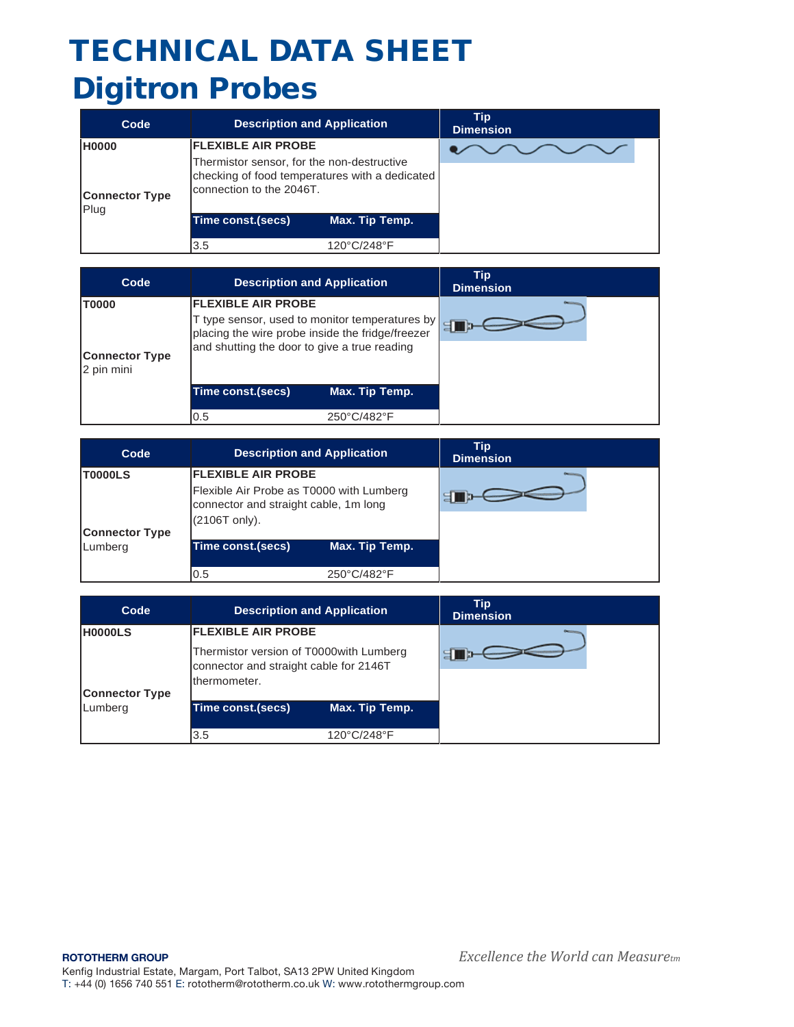# TECHNICAL DATA SHEET
## Digitron Probes

| Code | Description and Application | | Tip Dimension |
|---|---|---|---|
| **H0000** | **FLEXIBLE AIR PROBE** Thermistor sensor, for the non-destructive checking of food temperatures with a dedicated connection to the 2046T. | | |
| **Connector Type** Plug | **Time const.(secs)** | **Max. Tip Temp.** | |
| | 3.5 | 120°C/248°F | |

| Code | Description and Application | | Tip Dimension |
|---|---|---|---|
| **T0000** | **FLEXIBLE AIR PROBE** T type sensor, used to monitor temperatures by placing the wire probe inside the fridge/freezer and shutting the door to give a true reading | | |
| **Connector Type** 2 pin mini | **Time const.(secs)** | **Max. Tip Temp.** | |
| | 0.5 | 250°C/482°F | |

| Code | Description and Application | | Tip Dimension |
|---|---|---|---|
| **T0000LS** | **FLEXIBLE AIR PROBE** Flexible Air Probe as T0000 with Lumberg connector and straight cable, 1m long (2106T only). | | |
| **Connector Type** Lumberg | **Time const.(secs)** | **Max. Tip Temp.** | |
| | 0.5 | 250°C/482°F | |

| Code | Description and Application | | Tip Dimension |
|---|---|---|---|
| **H0000LS** | **FLEXIBLE AIR PROBE** Thermistor version of T0000with Lumberg connector and straight cable for 2146T thermometer. | | |
| **Connector Type** Lumberg | **Time const.(secs)** | **Max. Tip Temp.** | |
| | 3.5 | 120°C/248°F | |

**ROTOTHERM GROUP**
Kenfig Industrial Estate, Margam, Port Talbot, SA13 2PW United Kingdom
T: +44 (0) 1656 740 551 E: rototherm@rototherm.co.uk W: www.rotothermgroup.com

*Excellence the World can Measure*tm